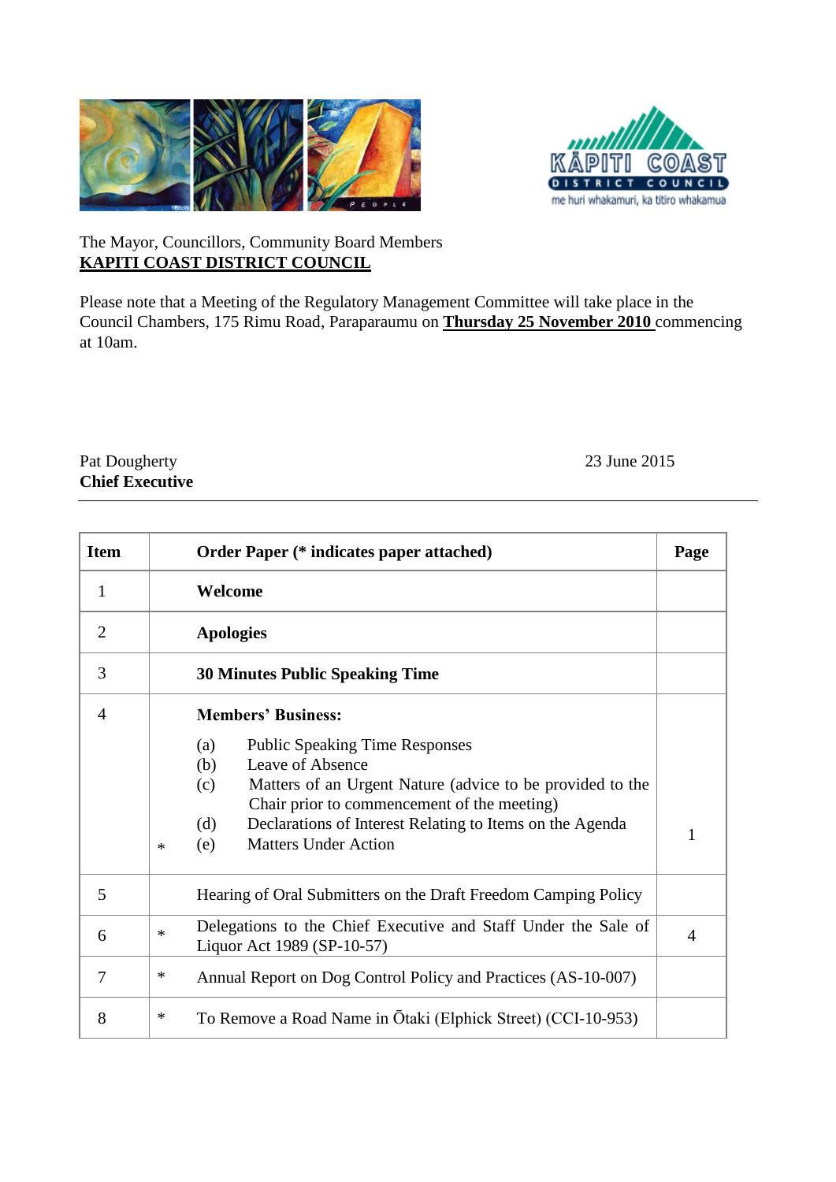The Mayor, Councillors, Community Board Members
**KAPITI COAST DISTRICT COUNCIL**

Please note that a Meeting of the Regulatory Management Committee will take place in the Council Chambers, 175 Rimu Road, Paraparaumu on **Thursday 25 November 2010** commencing at 10am.

Pat Dougherty
**Chief Executive**

23 June 2015

---

| Item | | Order Paper (* indicates paper attached) | Page |
|---|---|---|---|
| 1 | | **Welcome** | |
| 2 | | **Apologies** | |
| 3 | | **30 Minutes Public Speaking Time** | |
| 4 | * | **Members' Business:**<br>(a) Public Speaking Time Responses<br>(b) Leave of Absence<br>(c) Matters of an Urgent Nature (advice to be provided to the Chair prior to commencement of the meeting)<br>(d) Declarations of Interest Relating to Items on the Agenda<br>(e) Matters Under Action | 1 |
| 5 | | Hearing of Oral Submitters on the Draft Freedom Camping Policy | |
| 6 | * | Delegations to the Chief Executive and Staff Under the Sale of Liquor Act 1989 (SP-10-57) | 4 |
| 7 | * | Annual Report on Dog Control Policy and Practices (AS-10-007) | |
| 8 | * | To Remove a Road Name in Ōtaki (Elphick Street) (CCI-10-953) | |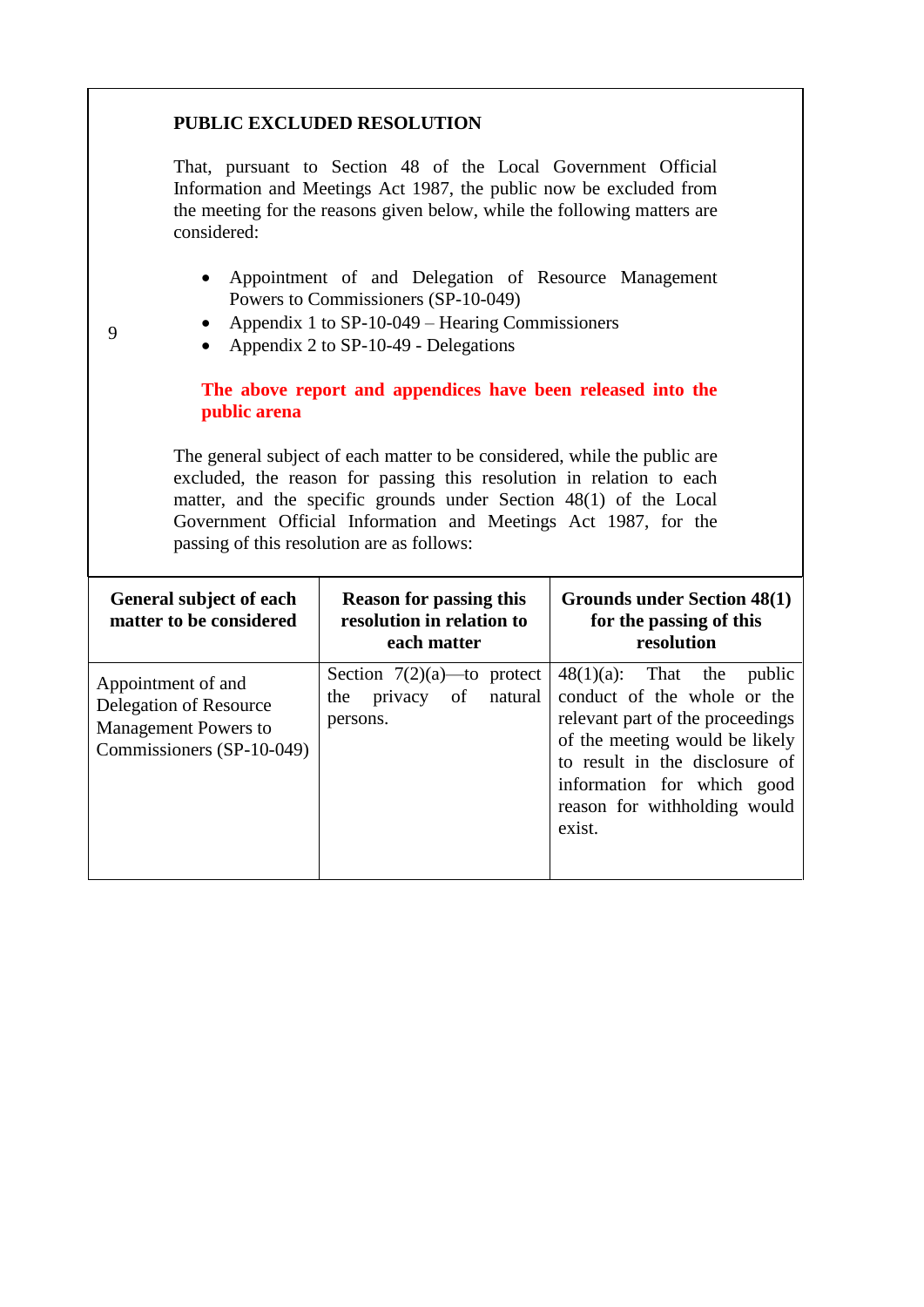9

**PUBLIC EXCLUDED RESOLUTION**

That, pursuant to Section 48 of the Local Government Official Information and Meetings Act 1987, the public now be excluded from the meeting for the reasons given below, while the following matters are considered:

- Appointment of and Delegation of Resource Management Powers to Commissioners (SP-10-049)
- Appendix 1 to SP-10-049 – Hearing Commissioners
- Appendix 2 to SP-10-49 - Delegations

**The above report and appendices have been released into the public arena**

The general subject of each matter to be considered, while the public are excluded, the reason for passing this resolution in relation to each matter, and the specific grounds under Section 48(1) of the Local Government Official Information and Meetings Act 1987, for the passing of this resolution are as follows:

| General subject of each matter to be considered | Reason for passing this resolution in relation to each matter | Grounds under Section 48(1) for the passing of this resolution |
|---|---|---|
| Appointment of and Delegation of Resource Management Powers to Commissioners (SP-10-049) | Section 7(2)(a)—to protect the privacy of natural persons. | 48(1)(a): That the public conduct of the whole or the relevant part of the proceedings of the meeting would be likely to result in the disclosure of information for which good reason for withholding would exist. |